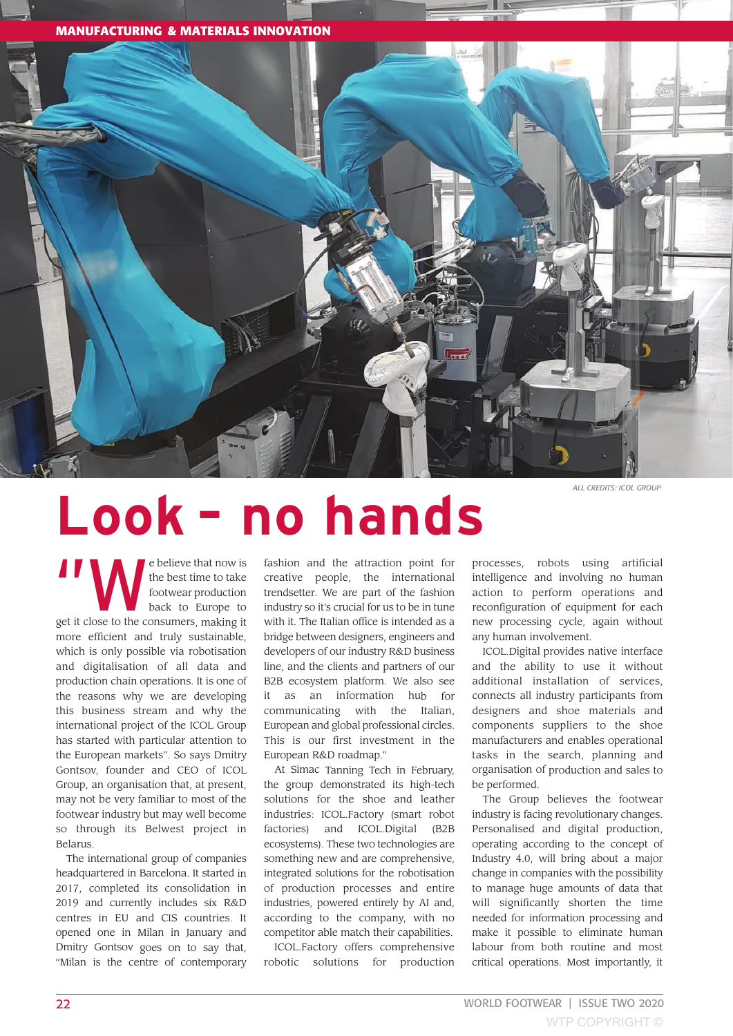MANUFACTURING & MATERIALS INNOVATION

ALL CREDITS: ICOL GROUP

# Look – no hands

"We believe that now is the best time to take footwear production back to Europe to get it close to the consumers, making it more efficient and truly sustainable, which is only possible via robotisation and digitalisation of all data and production chain operations. It is one of the reasons why we are developing this business stream and why the international project of the ICOL Group has started with particular attention to the European markets". So says Dmitry Gontsov, founder and CEO of ICOL Group, an organisation that, at present, may not be very familiar to most of the footwear industry but may well become so through its Belwest project in Belarus.

The international group of companies headquartered in Barcelona. It started in 2017, completed its consolidation in 2019 and currently includes six R&D centres in EU and CIS countries. It opened one in Milan in January and Dmitry Gontsov goes on to say that, "Milan is the centre of contemporary fashion and the attraction point for creative people, the international trendsetter. We are part of the fashion industry so it's crucial for us to be in tune with it. The Italian office is intended as a bridge between designers, engineers and developers of our industry R&D business line, and the clients and partners of our B2B ecosystem platform. We also see it as an information hub for communicating with the Italian, European and global professional circles. This is our first investment in the European R&D roadmap."

At Simac Tanning Tech in February, the group demonstrated its high-tech solutions for the shoe and leather industries: ICOL.Factory (smart robot factories) and ICOL.Digital (B2B ecosystems). These two technologies are something new and are comprehensive, integrated solutions for the robotisation of production processes and entire industries, powered entirely by AI and, according to the company, with no competitor able match their capabilities.

ICOL.Factory offers comprehensive robotic solutions for production processes, robots using artificial intelligence and involving no human action to perform operations and reconfiguration of equipment for each new processing cycle, again without any human involvement.

ICOL.Digital provides native interface and the ability to use it without additional installation of services, connects all industry participants from designers and shoe materials and components suppliers to the shoe manufacturers and enables operational tasks in the search, planning and organisation of production and sales to be performed.

The Group believes the footwear industry is facing revolutionary changes. Personalised and digital production, operating according to the concept of Industry 4.0, will bring about a major change in companies with the possibility to manage huge amounts of data that will significantly shorten the time needed for information processing and make it possible to eliminate human labour from both routine and most critical operations. Most importantly, it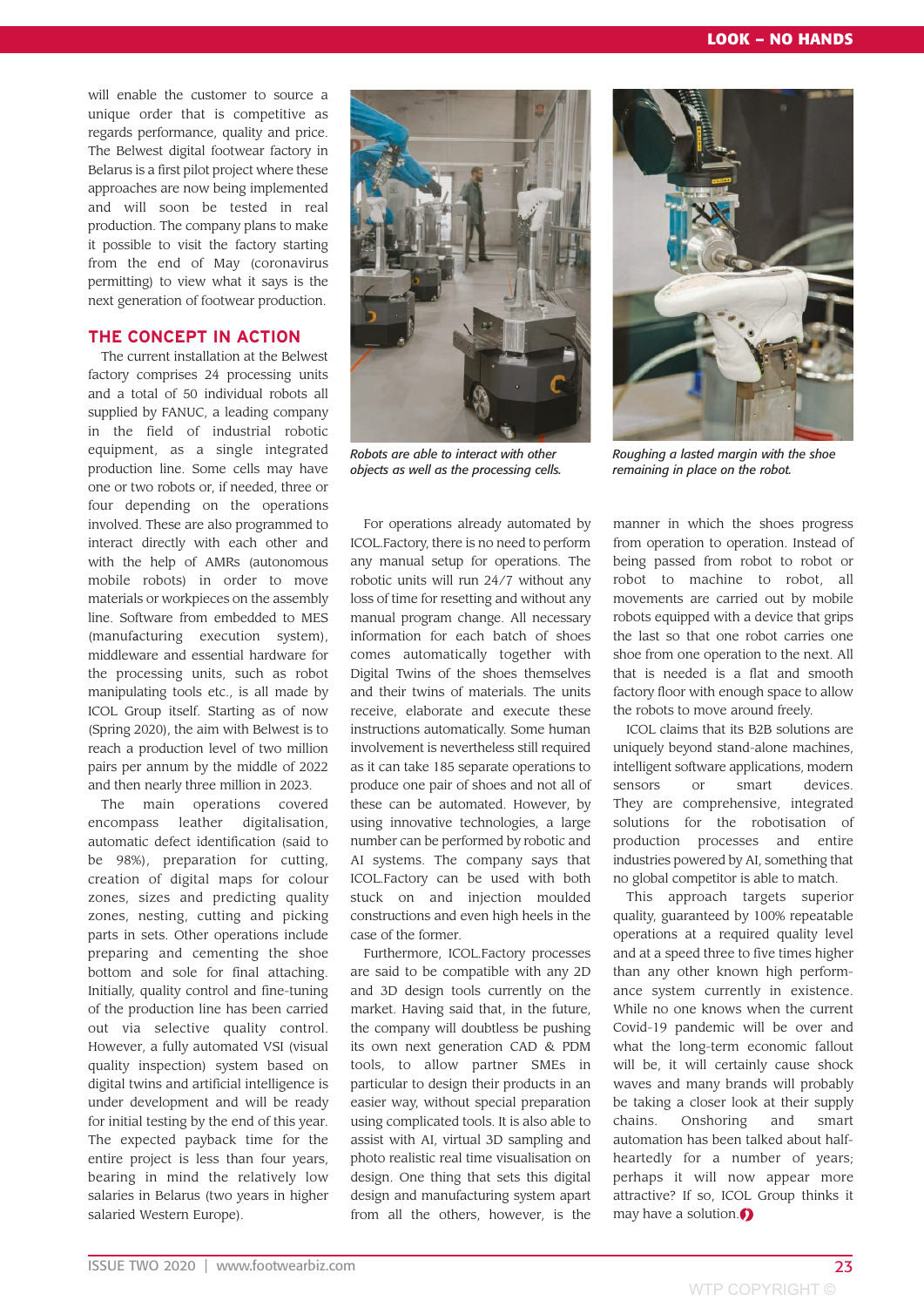will enable the customer to source a unique order that is competitive as regards performance, quality and price. The Belwest digital footwear factory in Belarus is a first pilot project where these approaches are now being implemented and will soon be tested in real production. The company plans to make it possible to visit the factory starting from the end of May (coronavirus permitting) to view what it says is the next generation of footwear production.

## THE CONCEPT IN ACTION

The current installation at the Belwest factory comprises 24 processing units and a total of 50 individual robots all supplied by FANUC, a leading company in the field of industrial robotic equipment, as a single integrated production line. Some cells may have one or two robots or, if needed, three or four depending on the operations involved. These are also programmed to interact directly with each other and with the help of AMRs (autonomous mobile robots) in order to move materials or workpieces on the assembly line. Software from embedded to MES (manufacturing execution system), middleware and essential hardware for the processing units, such as robot manipulating tools etc., is all made by ICOL Group itself. Starting as of now (Spring 2020), the aim with Belwest is to reach a production level of two million pairs per annum by the middle of 2022 and then nearly three million in 2023.

The main operations covered encompass leather digitalisation, automatic defect identification (said to be 98%), preparation for cutting, creation of digital maps for colour zones, sizes and predicting quality zones, nesting, cutting and picking parts in sets. Other operations include preparing and cementing the shoe bottom and sole for final attaching. Initially, quality control and fine-tuning of the production line has been carried out via selective quality control. However, a fully automated VSI (visual quality inspection) system based on digital twins and artificial intelligence is under development and will be ready for initial testing by the end of this year. The expected payback time for the entire project is less than four years, bearing in mind the relatively low salaries in Belarus (two years in higher salaried Western Europe).

*Robots are able to interact with other objects as well as the processing cells.*

*Roughing a lasted margin with the shoe remaining in place on the robot.*

For operations already automated by ICOL.Factory, there is no need to perform any manual setup for operations. The robotic units will run 24/7 without any loss of time for resetting and without any manual program change. All necessary information for each batch of shoes comes automatically together with Digital Twins of the shoes themselves and their twins of materials. The units receive, elaborate and execute these instructions automatically. Some human involvement is nevertheless still required as it can take 185 separate operations to produce one pair of shoes and not all of these can be automated. However, by using innovative technologies, a large number can be performed by robotic and AI systems. The company says that ICOL.Factory can be used with both stuck on and injection moulded constructions and even high heels in the case of the former.

Furthermore, ICOL.Factory processes are said to be compatible with any 2D and 3D design tools currently on the market. Having said that, in the future, the company will doubtless be pushing its own next generation CAD & PDM tools, to allow partner SMEs in particular to design their products in an easier way, without special preparation using complicated tools. It is also able to assist with AI, virtual 3D sampling and photo realistic real time visualisation on design. One thing that sets this digital design and manufacturing system apart from all the others, however, is the manner in which the shoes progress from operation to operation. Instead of being passed from robot to robot or robot to machine to robot, all movements are carried out by mobile robots equipped with a device that grips the last so that one robot carries one shoe from one operation to the next. All that is needed is a flat and smooth factory floor with enough space to allow the robots to move around freely.

ICOL claims that its B2B solutions are uniquely beyond stand-alone machines, intelligent software applications, modern sensors or smart devices. They are comprehensive, integrated solutions for the robotisation of production processes and entire industries powered by AI, something that no global competitor is able to match.

This approach targets superior quality, guaranteed by 100% repeatable operations at a required quality level and at a speed three to five times higher than any other known high performance system currently in existence. While no one knows when the current Covid-19 pandemic will be over and what the long-term economic fallout will be, it will certainly cause shock waves and many brands will probably be taking a closer look at their supply chains. Onshoring and smart automation has been talked about halfheartedly for a number of years; perhaps it will now appear more attractive? If so, ICOL Group thinks it may have a solution.